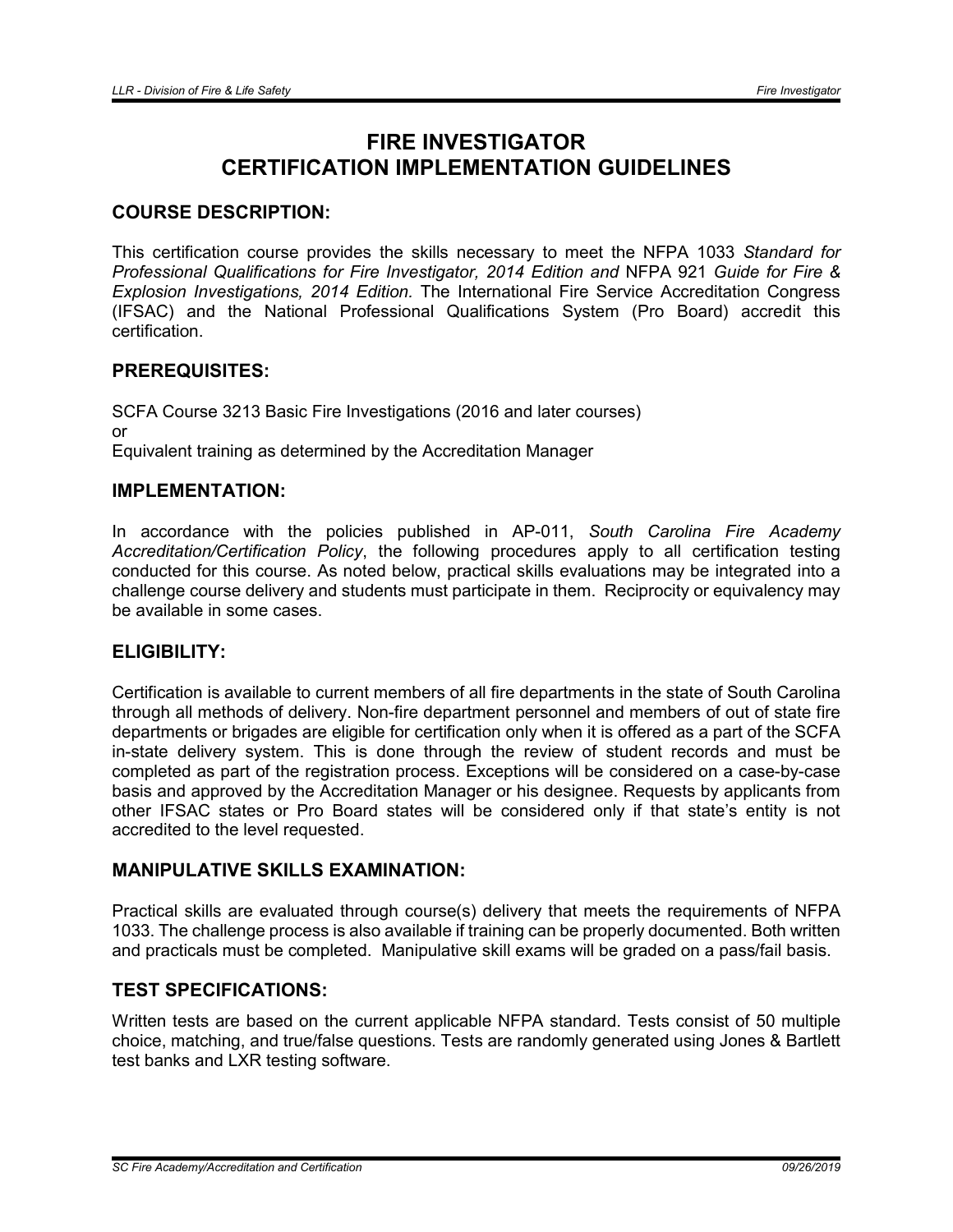# FIRE INVESTIGATOR CERTIFICATION IMPLEMENTATION GUIDELINES

## COURSE DESCRIPTION:

This certification course provides the skills necessary to meet the NFPA 1033 *Standard for Professional Qualifications for Fire Investigator, 2014 Edition and* NFPA 921 *Guide for Fire & Explosion Investigations, 2014 Edition.* The International Fire Service Accreditation Congress (IFSAC) and the National Professional Qualifications System (Pro Board) accredit this certification.

## PREREQUISITES:

SCFA Course 3213 Basic Fire Investigations (2016 and later courses)
or
Equivalent training as determined by the Accreditation Manager

## IMPLEMENTATION:

In accordance with the policies published in AP-011, *South Carolina Fire Academy Accreditation/Certification Policy*, the following procedures apply to all certification testing conducted for this course. As noted below, practical skills evaluations may be integrated into a challenge course delivery and students must participate in them. Reciprocity or equivalency may be available in some cases.

## ELIGIBILITY:

Certification is available to current members of all fire departments in the state of South Carolina through all methods of delivery. Non-fire department personnel and members of out of state fire departments or brigades are eligible for certification only when it is offered as a part of the SCFA in-state delivery system. This is done through the review of student records and must be completed as part of the registration process. Exceptions will be considered on a case-by-case basis and approved by the Accreditation Manager or his designee. Requests by applicants from other IFSAC states or Pro Board states will be considered only if that state's entity is not accredited to the level requested.

## MANIPULATIVE SKILLS EXAMINATION:

Practical skills are evaluated through course(s) delivery that meets the requirements of NFPA 1033. The challenge process is also available if training can be properly documented. Both written and practicals must be completed. Manipulative skill exams will be graded on a pass/fail basis.

## TEST SPECIFICATIONS:

Written tests are based on the current applicable NFPA standard. Tests consist of 50 multiple choice, matching, and true/false questions. Tests are randomly generated using Jones & Bartlett test banks and LXR testing software.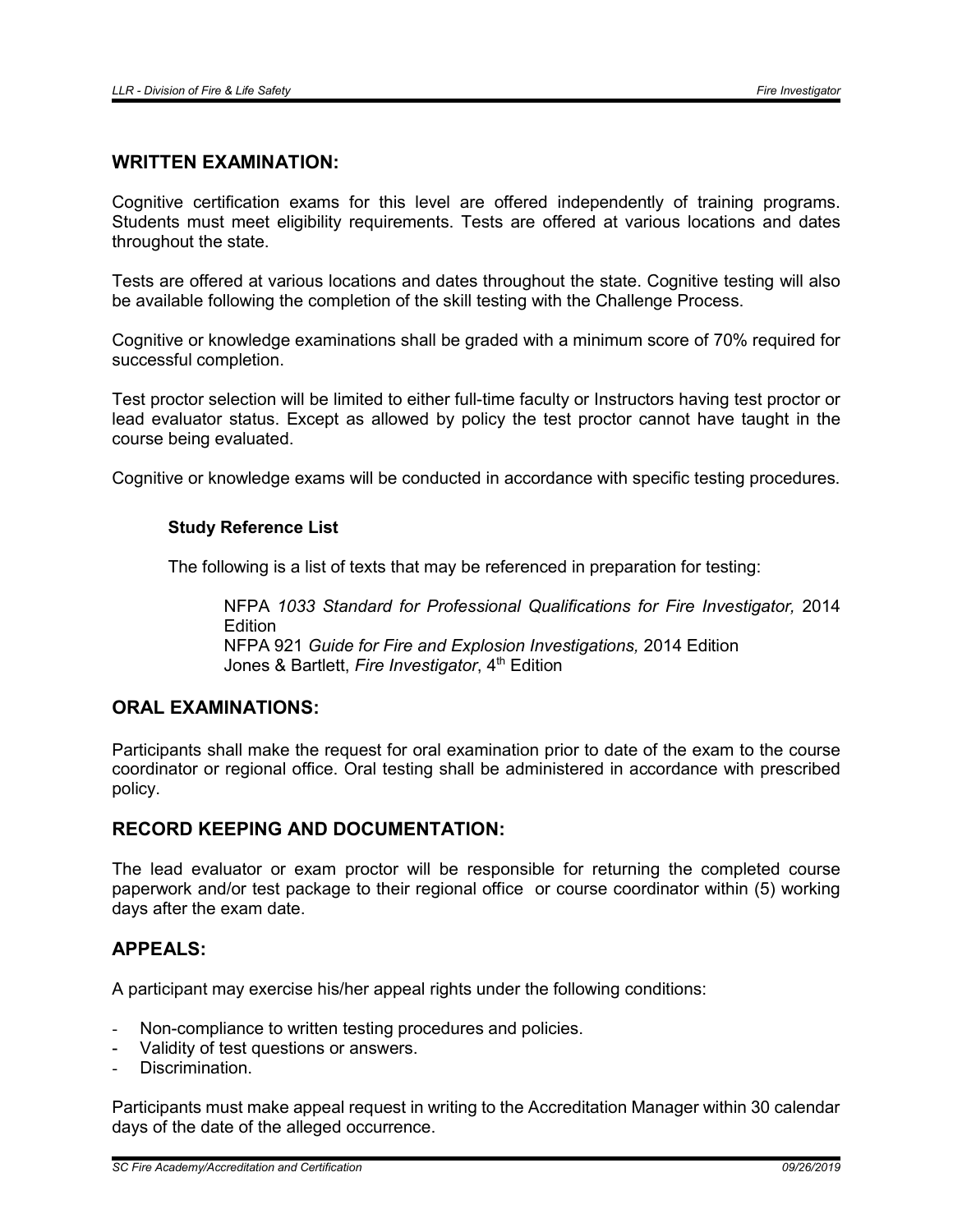## WRITTEN EXAMINATION:

Cognitive certification exams for this level are offered independently of training programs. Students must meet eligibility requirements. Tests are offered at various locations and dates throughout the state.

Tests are offered at various locations and dates throughout the state. Cognitive testing will also be available following the completion of the skill testing with the Challenge Process.

Cognitive or knowledge examinations shall be graded with a minimum score of 70% required for successful completion.

Test proctor selection will be limited to either full-time faculty or Instructors having test proctor or lead evaluator status. Except as allowed by policy the test proctor cannot have taught in the course being evaluated.

Cognitive or knowledge exams will be conducted in accordance with specific testing procedures.

### Study Reference List

The following is a list of texts that may be referenced in preparation for testing:

NFPA *1033 Standard for Professional Qualifications for Fire Investigator,* 2014 Edition
NFPA 921 *Guide for Fire and Explosion Investigations,* 2014 Edition
Jones & Bartlett, *Fire Investigator*, 4th Edition

## ORAL EXAMINATIONS:

Participants shall make the request for oral examination prior to date of the exam to the course coordinator or regional office. Oral testing shall be administered in accordance with prescribed policy.

## RECORD KEEPING AND DOCUMENTATION:

The lead evaluator or exam proctor will be responsible for returning the completed course paperwork and/or test package to their regional office or course coordinator within (5) working days after the exam date.

## APPEALS:

A participant may exercise his/her appeal rights under the following conditions:

- Non-compliance to written testing procedures and policies.
- Validity of test questions or answers.
- Discrimination.

Participants must make appeal request in writing to the Accreditation Manager within 30 calendar days of the date of the alleged occurrence.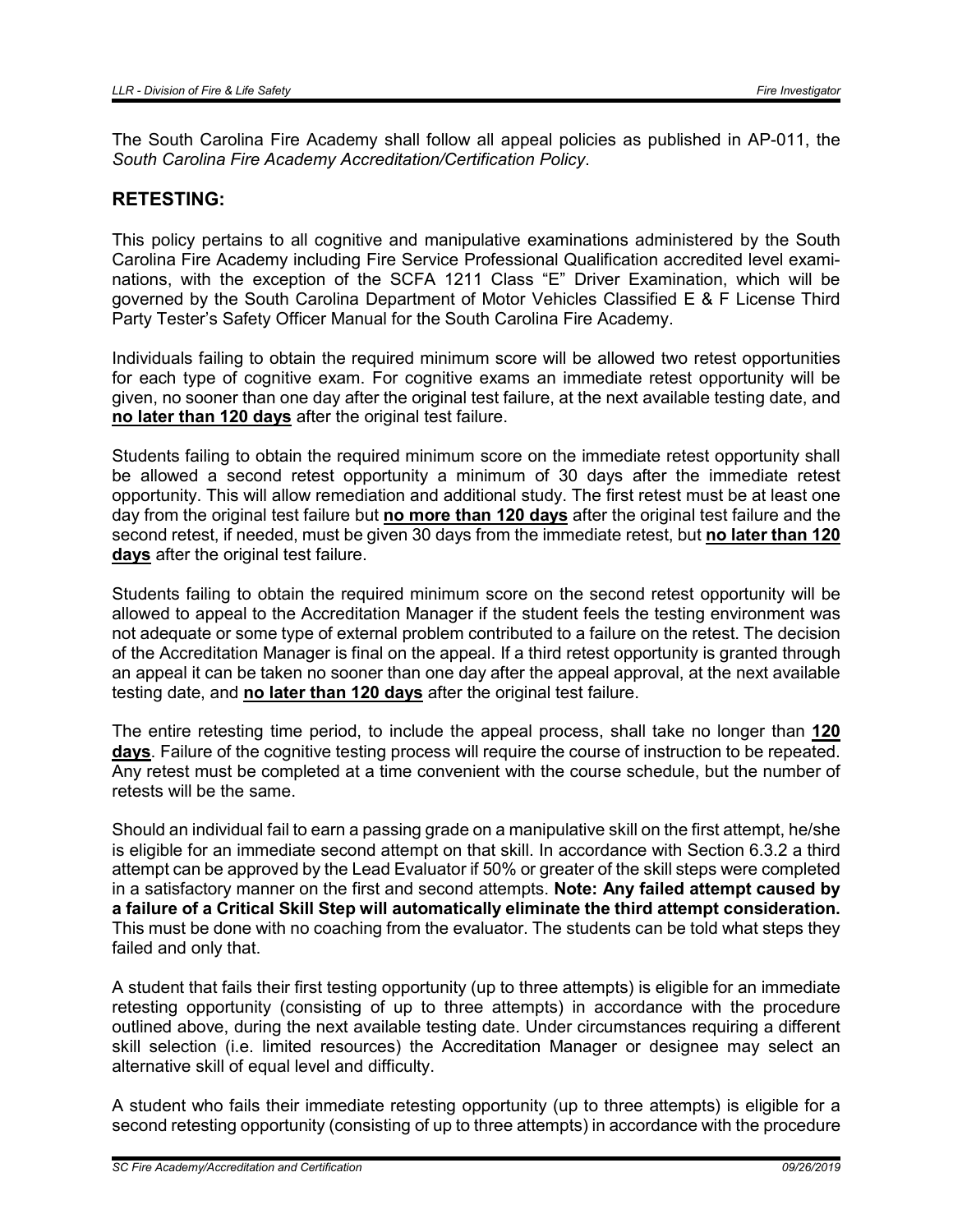The South Carolina Fire Academy shall follow all appeal policies as published in AP-011, the *South Carolina Fire Academy Accreditation/Certification Policy*.

## RETESTING:

This policy pertains to all cognitive and manipulative examinations administered by the South Carolina Fire Academy including Fire Service Professional Qualification accredited level examinations, with the exception of the SCFA 1211 Class "E" Driver Examination, which will be governed by the South Carolina Department of Motor Vehicles Classified E & F License Third Party Tester's Safety Officer Manual for the South Carolina Fire Academy.

Individuals failing to obtain the required minimum score will be allowed two retest opportunities for each type of cognitive exam. For cognitive exams an immediate retest opportunity will be given, no sooner than one day after the original test failure, at the next available testing date, and **no later than 120 days** after the original test failure.

Students failing to obtain the required minimum score on the immediate retest opportunity shall be allowed a second retest opportunity a minimum of 30 days after the immediate retest opportunity. This will allow remediation and additional study. The first retest must be at least one day from the original test failure but **no more than 120 days** after the original test failure and the second retest, if needed, must be given 30 days from the immediate retest, but **no later than 120 days** after the original test failure.

Students failing to obtain the required minimum score on the second retest opportunity will be allowed to appeal to the Accreditation Manager if the student feels the testing environment was not adequate or some type of external problem contributed to a failure on the retest. The decision of the Accreditation Manager is final on the appeal. If a third retest opportunity is granted through an appeal it can be taken no sooner than one day after the appeal approval, at the next available testing date, and **no later than 120 days** after the original test failure.

The entire retesting time period, to include the appeal process, shall take no longer than **120 days**. Failure of the cognitive testing process will require the course of instruction to be repeated. Any retest must be completed at a time convenient with the course schedule, but the number of retests will be the same.

Should an individual fail to earn a passing grade on a manipulative skill on the first attempt, he/she is eligible for an immediate second attempt on that skill. In accordance with Section 6.3.2 a third attempt can be approved by the Lead Evaluator if 50% or greater of the skill steps were completed in a satisfactory manner on the first and second attempts. **Note: Any failed attempt caused by a failure of a Critical Skill Step will automatically eliminate the third attempt consideration.** This must be done with no coaching from the evaluator. The students can be told what steps they failed and only that.

A student that fails their first testing opportunity (up to three attempts) is eligible for an immediate retesting opportunity (consisting of up to three attempts) in accordance with the procedure outlined above, during the next available testing date. Under circumstances requiring a different skill selection (i.e. limited resources) the Accreditation Manager or designee may select an alternative skill of equal level and difficulty.

A student who fails their immediate retesting opportunity (up to three attempts) is eligible for a second retesting opportunity (consisting of up to three attempts) in accordance with the procedure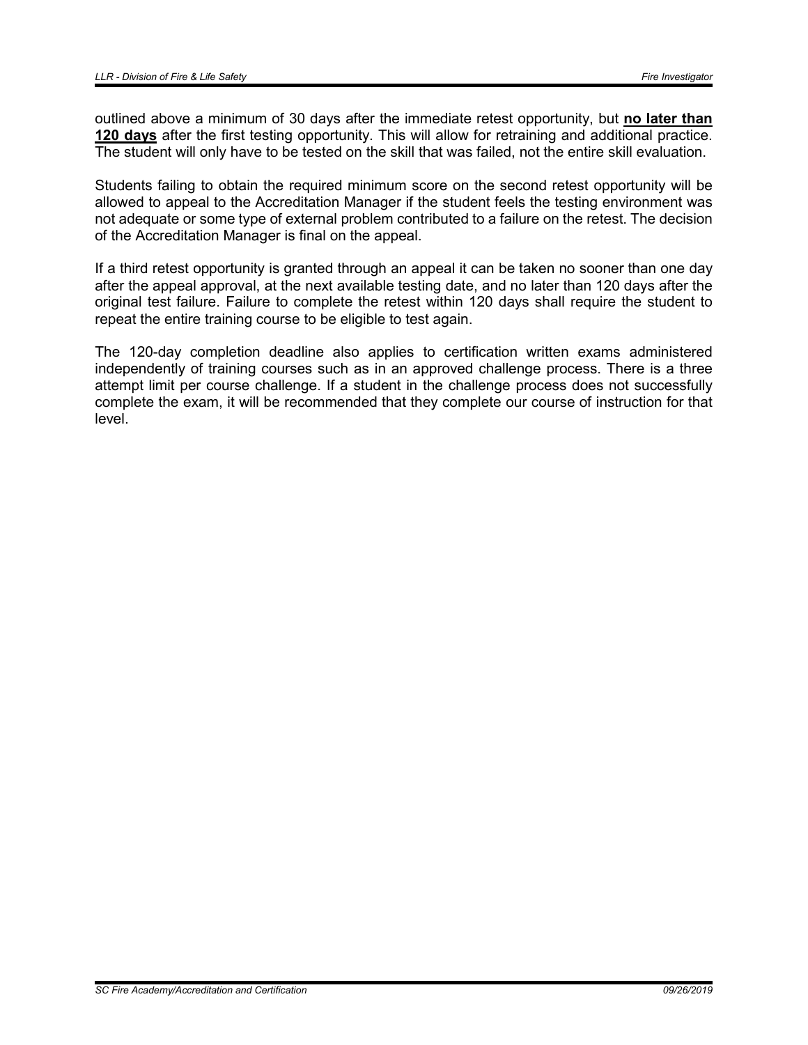outlined above a minimum of 30 days after the immediate retest opportunity, but **no later than 120 days** after the first testing opportunity. This will allow for retraining and additional practice. The student will only have to be tested on the skill that was failed, not the entire skill evaluation.

Students failing to obtain the required minimum score on the second retest opportunity will be allowed to appeal to the Accreditation Manager if the student feels the testing environment was not adequate or some type of external problem contributed to a failure on the retest. The decision of the Accreditation Manager is final on the appeal.

If a third retest opportunity is granted through an appeal it can be taken no sooner than one day after the appeal approval, at the next available testing date, and no later than 120 days after the original test failure. Failure to complete the retest within 120 days shall require the student to repeat the entire training course to be eligible to test again.

The 120-day completion deadline also applies to certification written exams administered independently of training courses such as in an approved challenge process. There is a three attempt limit per course challenge. If a student in the challenge process does not successfully complete the exam, it will be recommended that they complete our course of instruction for that level.